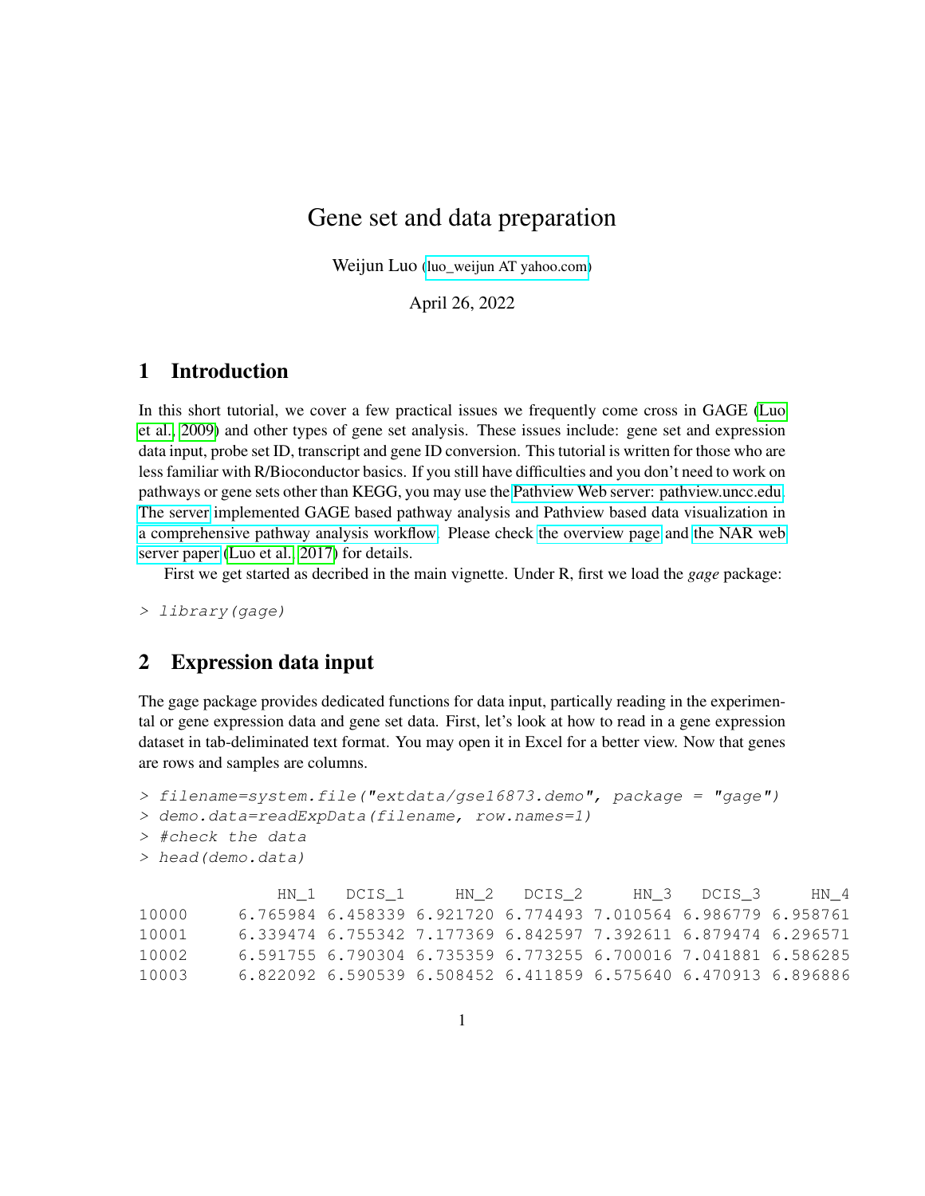# Gene set and data preparation

Weijun Luo (luo_weijun AT yahoo.com)

April 26, 2022

## 1 Introduction

In this short tutorial, we cover a few practical issues we frequently come cross in GAGE (Luo et al., 2009) and other types of gene set analysis. These issues include: gene set and expression data input, probe set ID, transcript and gene ID conversion. This tutorial is written for those who are less familiar with R/Bioconductor basics. If you still have difficulties and you don't need to work on pathways or gene sets other than KEGG, you may use the Pathview Web server: pathview.uncc.edu. The server implemented GAGE based pathway analysis and Pathview based data visualization in a comprehensive pathway analysis workflow. Please check the overview page and the NAR web server paper (Luo et al., 2017) for details.

First we get started as decribed in the main vignette. Under R, first we load the *gage* package:

```
> library(gage)
```

## 2 Expression data input

The gage package provides dedicated functions for data input, partically reading in the experimental or gene expression data and gene set data. First, let's look at how to read in a gene expression dataset in tab-deliminated text format. You may open it in Excel for a better view. Now that genes are rows and samples are columns.

```
> filename=system.file("extdata/gse16873.demo", package = "gage")
> demo.data=readExpData(filename, row.names=1)
> #check the data
> head(demo.data)

            HN_1   DCIS_1     HN_2   DCIS_2     HN_3   DCIS_3     HN_4
10000   6.765984 6.458339 6.921720 6.774493 7.010564 6.986779 6.958761
10001   6.339474 6.755342 7.177369 6.842597 7.392611 6.879474 6.296571
10002   6.591755 6.790304 6.735359 6.773255 6.700016 7.041881 6.586285
10003   6.822092 6.590539 6.508452 6.411859 6.575640 6.470913 6.896886
```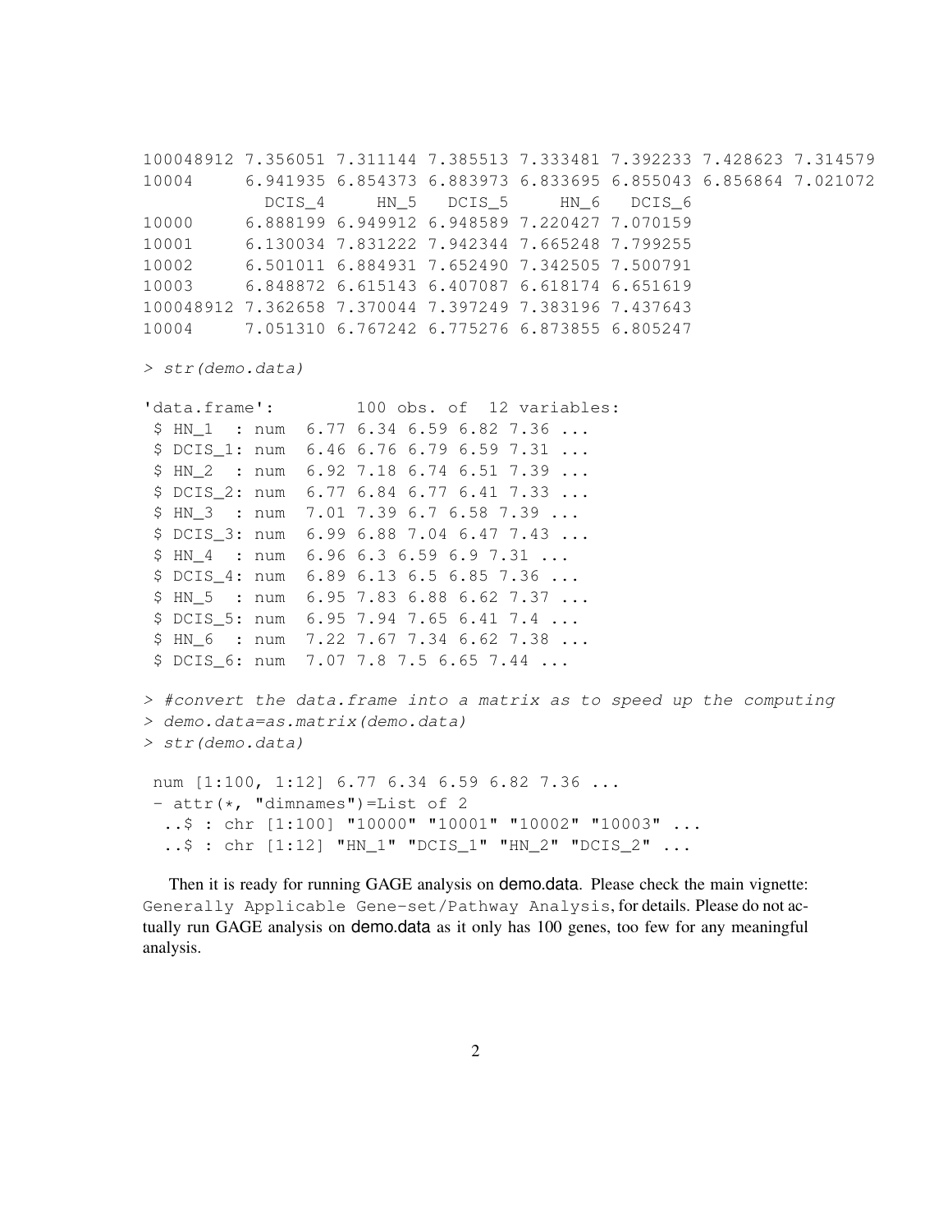```
100048912 7.356051 7.311144 7.385513 7.333481 7.392233 7.428623 7.314579
10004     6.941935 6.854373 6.883973 6.833695 6.855043 6.856864 7.021072
            DCIS_4     HN_5   DCIS_5     HN_6   DCIS_6
10000     6.888199 6.949912 6.948589 7.220427 7.070159
10001     6.130034 7.831222 7.942344 7.665248 7.799255
10002     6.501011 6.884931 7.652490 7.342505 7.500791
10003     6.848872 6.615143 6.407087 6.618174 6.651619
100048912 7.362658 7.370044 7.397249 7.383196 7.437643
10004     7.051310 6.767242 6.775276 6.873855 6.805247
```

```
> str(demo.data)
```

```
'data.frame':        100 obs. of  12 variables:
 $ HN_1  : num  6.77 6.34 6.59 6.82 7.36 ...
 $ DCIS_1: num  6.46 6.76 6.79 6.59 7.31 ...
 $ HN_2  : num  6.92 7.18 6.74 6.51 7.39 ...
 $ DCIS_2: num  6.77 6.84 6.77 6.41 7.33 ...
 $ HN_3  : num  7.01 7.39 6.7 6.58 7.39 ...
 $ DCIS_3: num  6.99 6.88 7.04 6.47 7.43 ...
 $ HN_4  : num  6.96 6.3 6.59 6.9 7.31 ...
 $ DCIS_4: num  6.89 6.13 6.5 6.85 7.36 ...
 $ HN_5  : num  6.95 7.83 6.88 6.62 7.37 ...
 $ DCIS_5: num  6.95 7.94 7.65 6.41 7.4 ...
 $ HN_6  : num  7.22 7.67 7.34 6.62 7.38 ...
 $ DCIS_6: num  7.07 7.8 7.5 6.65 7.44 ...
```

```
> #convert the data.frame into a matrix as to speed up the computing
> demo.data=as.matrix(demo.data)
> str(demo.data)
```

```
 num [1:100, 1:12] 6.77 6.34 6.59 6.82 7.36 ...
 - attr(*, "dimnames")=List of 2
  ..$ : chr [1:100] "10000" "10001" "10002" "10003" ...
  ..$ : chr [1:12] "HN_1" "DCIS_1" "HN_2" "DCIS_2" ...
```

Then it is ready for running GAGE analysis on demo.data. Please check the main vignette: `Generally Applicable Gene-set/Pathway Analysis`, for details. Please do not actually run GAGE analysis on demo.data as it only has 100 genes, too few for any meaningful analysis.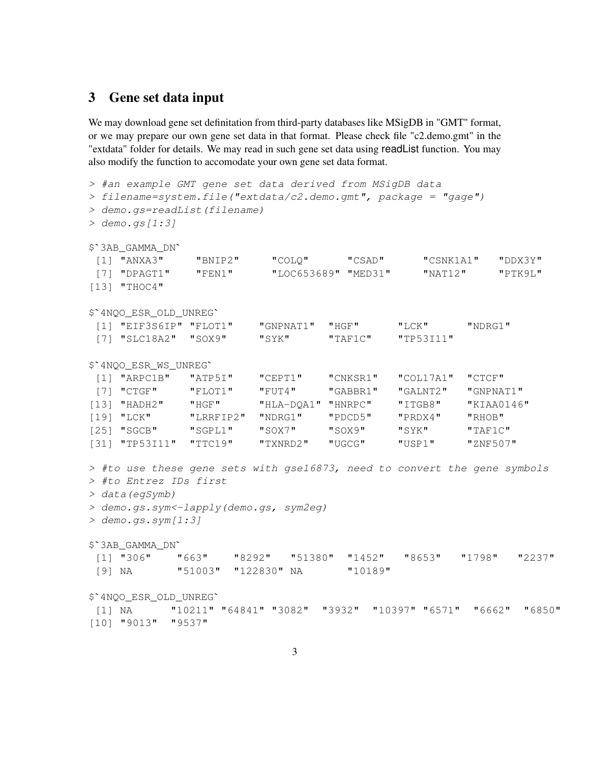## 3 Gene set data input

We may download gene set definitation from third-party databases like MSigDB in "GMT" format, or we may prepare our own gene set data in that format. Please check file "c2.demo.gmt" in the "extdata" folder for details. We may read in such gene set data using readList function. You may also modify the function to accomodate your own gene set data format.

```
> #an example GMT gene set data derived from MSigDB data
> filename=system.file("extdata/c2.demo.gmt", package = "gage")
> demo.gs=readList(filename)
> demo.gs[1:3]

$`3AB_GAMMA_DN`
 [1] "ANXA3"     "BNIP2"     "COLQ"      "CSAD"      "CSNK1A1"   "DDX3Y"
 [7] "DPAGT1"    "FEN1"      "LOC653689" "MED31"     "NAT12"     "PTK9L"
[13] "THOC4"

$`4NQO_ESR_OLD_UNREG`
 [1] "EIF3S6IP" "FLOT1"    "GNPNAT1"  "HGF"      "LCK"      "NDRG1"
 [7] "SLC18A2"  "SOX9"     "SYK"      "TAF1C"    "TP53I11"

$`4NQO_ESR_WS_UNREG`
 [1] "ARPC1B"   "ATP5I"    "CEPT1"    "CNKSR1"   "COL17A1"  "CTCF"
 [7] "CTGF"     "FLOT1"    "FUT4"     "GABBR1"   "GALNT2"   "GNPNAT1"
[13] "HADH2"    "HGF"      "HLA-DQA1" "HNRPC"    "ITGB8"    "KIAA0146"
[19] "LCK"      "LRRFIP2"  "NDRG1"    "PDCD5"    "PRDX4"    "RHOB"
[25] "SGCB"     "SGPL1"    "SOX7"     "SOX9"     "SYK"      "TAF1C"
[31] "TP53I11"  "TTC19"    "TXNRD2"   "UGCG"     "USP1"     "ZNF507"

> #to use these gene sets with gse16873, need to convert the gene symbols
> #to Entrez IDs first
> data(egSymb)
> demo.gs.sym<-lapply(demo.gs, sym2eg)
> demo.gs.sym[1:3]

$`3AB_GAMMA_DN`
 [1] "306"    "663"    "8292"   "51380"  "1452"   "8653"   "1798"   "2237"
 [9] NA       "51003"  "122830" NA       "10189"

$`4NQO_ESR_OLD_UNREG`
 [1] NA      "10211" "64841" "3082"  "3932"  "10397" "6571"  "6662"  "6850"
[10] "9013"  "9537"
```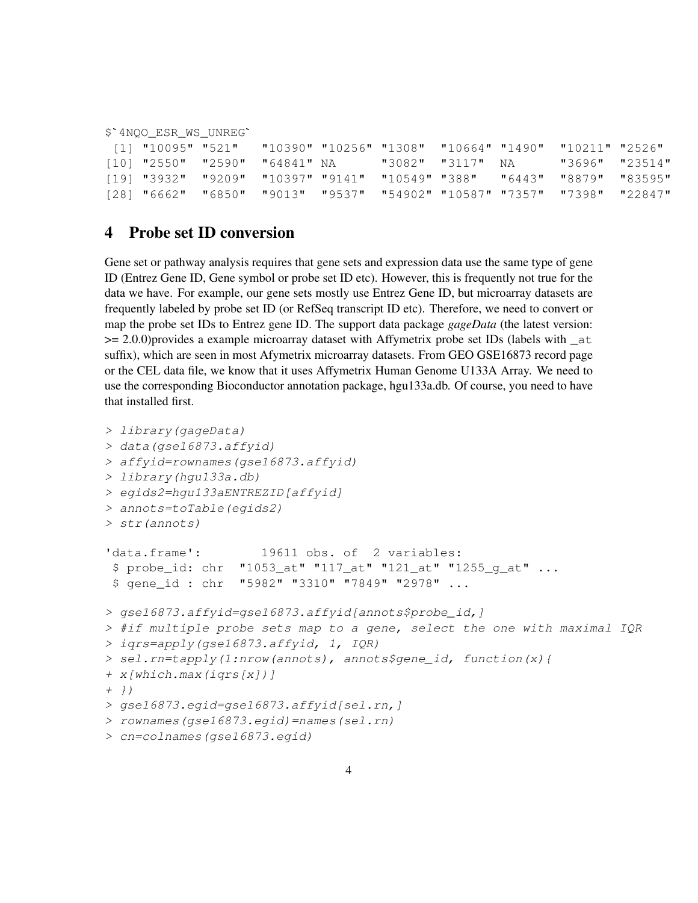```
$`4NQO_ESR_WS_UNREG`
 [1] "10095" "521"   "10390" "10256" "1308"  "10664" "1490"  "10211" "2526" 
[10] "2550"  "2590"  "64841" NA      "3082"  "3117"  NA      "3696"  "23514"
[19] "3932"  "9209"  "10397" "9141"  "10549" "388"   "6443"  "8879"  "83595"
[28] "6662"  "6850"  "9013"  "9537"  "54902" "10587" "7357"  "7398"  "22847"
```

## 4 Probe set ID conversion

Gene set or pathway analysis requires that gene sets and expression data use the same type of gene ID (Entrez Gene ID, Gene symbol or probe set ID etc). However, this is frequently not true for the data we have. For example, our gene sets mostly use Entrez Gene ID, but microarray datasets are frequently labeled by probe set ID (or RefSeq transcript ID etc). Therefore, we need to convert or map the probe set IDs to Entrez gene ID. The support data package *gageData* (the latest version: >= 2.0.0)provides a example microarray dataset with Affymetrix probe set IDs (labels with `_at` suffix), which are seen in most Afymetrix microarray datasets. From GEO GSE16873 record page or the CEL data file, we know that it uses Affymetrix Human Genome U133A Array. We need to use the corresponding Bioconductor annotation package, hgu133a.db. Of course, you need to have that installed first.

```
> library(gageData)
> data(gse16873.affyid)
> affyid=rownames(gse16873.affyid)
> library(hgu133a.db)
> egids2=hgu133aENTREZID[affyid]
> annots=toTable(egids2)
> str(annots)

'data.frame':        19611 obs. of  2 variables:
 $ probe_id: chr  "1053_at" "117_at" "121_at" "1255_g_at" ...
 $ gene_id : chr  "5982" "3310" "7849" "2978" ...

> gse16873.affyid=gse16873.affyid[annots$probe_id,]
> #if multiple probe sets map to a gene, select the one with maximal IQR
> iqrs=apply(gse16873.affyid, 1, IQR)
> sel.rn=tapply(1:nrow(annots), annots$gene_id, function(x){
+ x[which.max(iqrs[x])]
+ })
> gse16873.egid=gse16873.affyid[sel.rn,]
> rownames(gse16873.egid)=names(sel.rn)
> cn=colnames(gse16873.egid)
```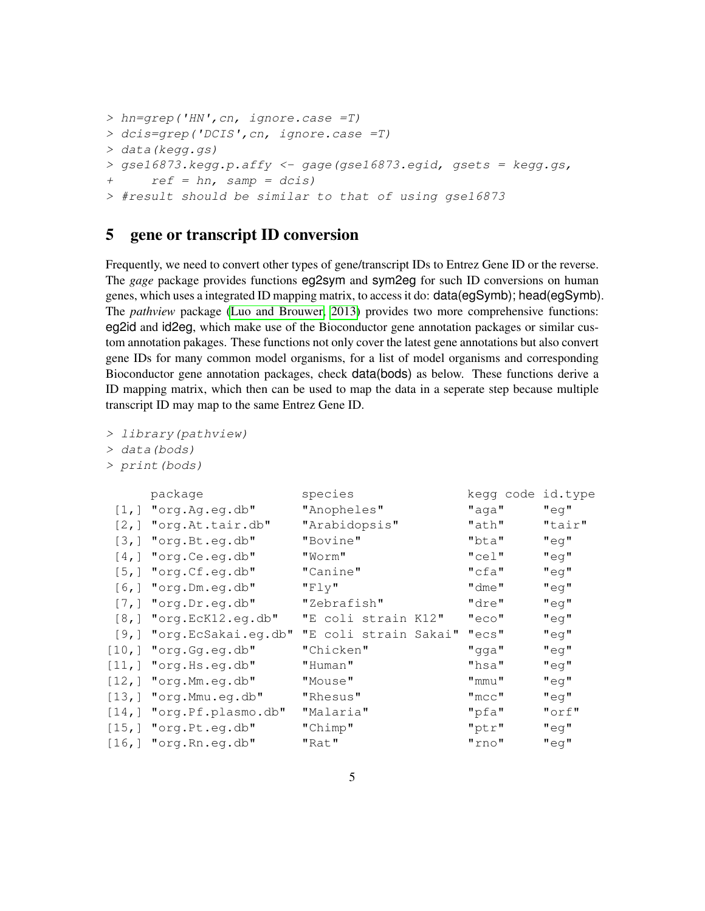```
> hn=grep('HN',cn, ignore.case =T)
> dcis=grep('DCIS',cn, ignore.case =T)
> data(kegg.gs)
> gse16873.kegg.p.affy <- gage(gse16873.egid, gsets = kegg.gs,
+     ref = hn, samp = dcis)
> #result should be similar to that of using gse16873
```

# 5 gene or transcript ID conversion

Frequently, we need to convert other types of gene/transcript IDs to Entrez Gene ID or the reverse. The *gage* package provides functions eg2sym and sym2eg for such ID conversions on human genes, which uses a integrated ID mapping matrix, to access it do: data(egSymb); head(egSymb). The *pathview* package (Luo and Brouwer, 2013) provides two more comprehensive functions: eg2id and id2eg, which make use of the Bioconductor gene annotation packages or similar custom annotation pakages. These functions not only cover the latest gene annotations but also convert gene IDs for many common model organisms, for a list of model organisms and corresponding Bioconductor gene annotation packages, check data(bods) as below. These functions derive a ID mapping matrix, which then can be used to map the data in a seperate step because multiple transcript ID may map to the same Entrez Gene ID.

```
> library(pathview)
> data(bods)
> print(bods)

      package              species               kegg code id.type
 [1,] "org.Ag.eg.db"       "Anopheles"           "aga"     "eg"
 [2,] "org.At.tair.db"     "Arabidopsis"         "ath"     "tair"
 [3,] "org.Bt.eg.db"       "Bovine"              "bta"     "eg"
 [4,] "org.Ce.eg.db"       "Worm"                "cel"     "eg"
 [5,] "org.Cf.eg.db"       "Canine"              "cfa"     "eg"
 [6,] "org.Dm.eg.db"       "Fly"                 "dme"     "eg"
 [7,] "org.Dr.eg.db"       "Zebrafish"           "dre"     "eg"
 [8,] "org.EcK12.eg.db"    "E coli strain K12"   "eco"     "eg"
 [9,] "org.EcSakai.eg.db"  "E coli strain Sakai" "ecs"     "eg"
[10,] "org.Gg.eg.db"       "Chicken"             "gga"     "eg"
[11,] "org.Hs.eg.db"       "Human"               "hsa"     "eg"
[12,] "org.Mm.eg.db"       "Mouse"               "mmu"     "eg"
[13,] "org.Mmu.eg.db"      "Rhesus"              "mcc"     "eg"
[14,] "org.Pf.plasmo.db"   "Malaria"             "pfa"     "orf"
[15,] "org.Pt.eg.db"       "Chimp"               "ptr"     "eg"
[16,] "org.Rn.eg.db"       "Rat"                 "rno"     "eg"
```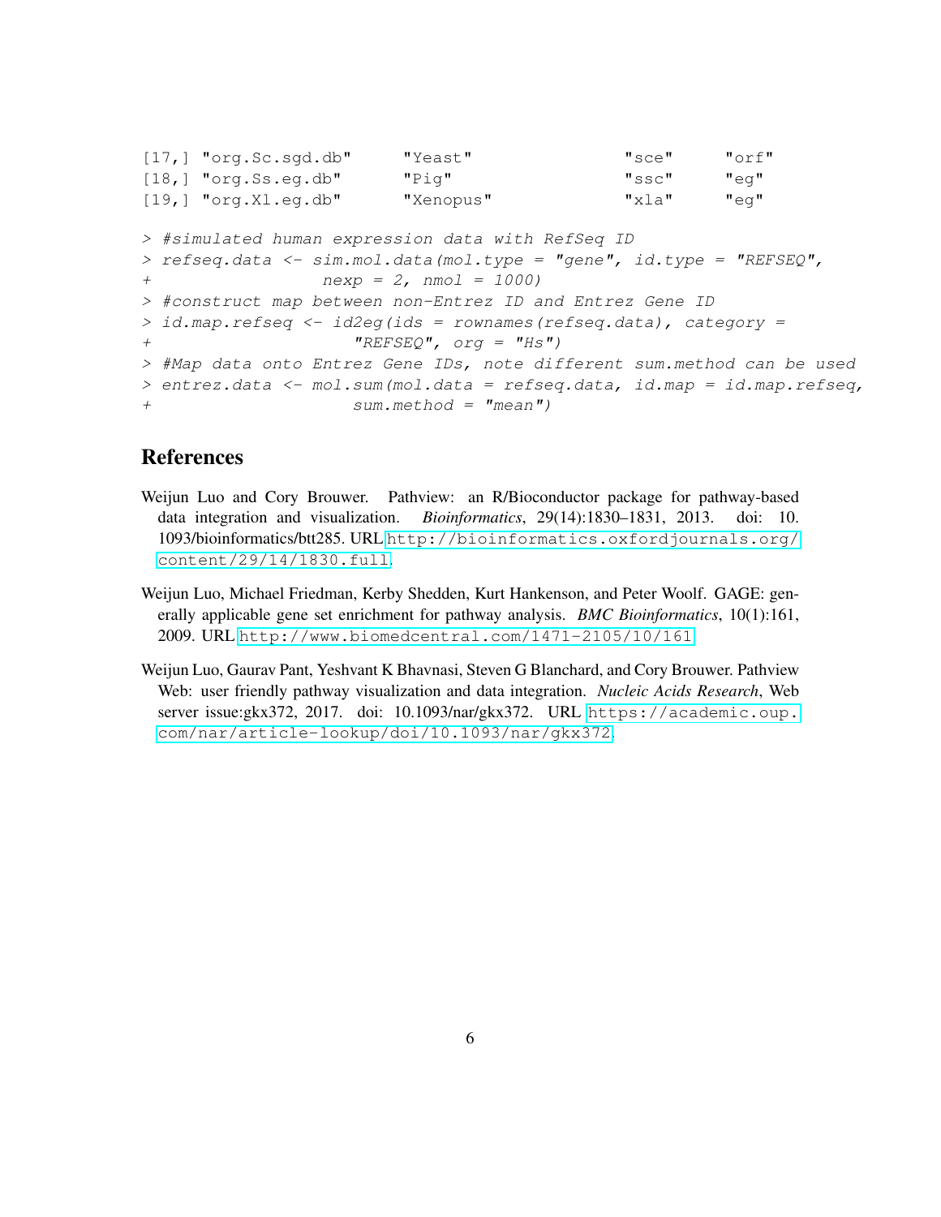```
[17,] "org.Sc.sgd.db"     "Yeast"              "sce"     "orf"
[18,] "org.Ss.eg.db"      "Pig"                "ssc"     "eg"
[19,] "org.Xl.eg.db"      "Xenopus"            "xla"     "eg"

> #simulated human expression data with RefSeq ID
> refseq.data <- sim.mol.data(mol.type = "gene", id.type = "REFSEQ",
+                  nexp = 2, nmol = 1000)
> #construct map between non-Entrez ID and Entrez Gene ID
> id.map.refseq <- id2eg(ids = rownames(refseq.data), category =
+                     "REFSEQ", org = "Hs")
> #Map data onto Entrez Gene IDs, note different sum.method can be used
> entrez.data <- mol.sum(mol.data = refseq.data, id.map = id.map.refseq,
+                     sum.method = "mean")
```

## References

Weijun Luo and Cory Brouwer. Pathview: an R/Bioconductor package for pathway-based data integration and visualization. *Bioinformatics*, 29(14):1830–1831, 2013. doi: 10.1093/bioinformatics/btt285. URL http://bioinformatics.oxfordjournals.org/content/29/14/1830.full.

Weijun Luo, Michael Friedman, Kerby Shedden, Kurt Hankenson, and Peter Woolf. GAGE: generally applicable gene set enrichment for pathway analysis. *BMC Bioinformatics*, 10(1):161, 2009. URL http://www.biomedcentral.com/1471-2105/10/161.

Weijun Luo, Gaurav Pant, Yeshvant K Bhavnasi, Steven G Blanchard, and Cory Brouwer. Pathview Web: user friendly pathway visualization and data integration. *Nucleic Acids Research*, Web server issue:gkx372, 2017. doi: 10.1093/nar/gkx372. URL https://academic.oup.com/nar/article-lookup/doi/10.1093/nar/gkx372.